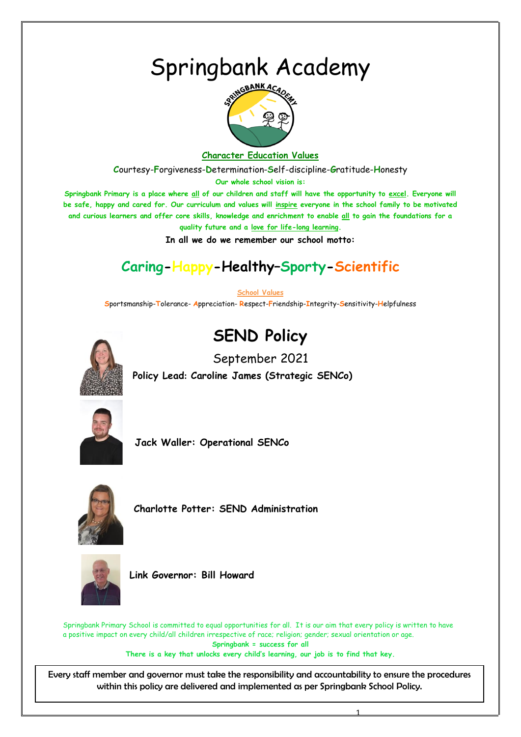# Springbank Academy

**Character Education Values**

**C**ourtesy-**F**orgiveness-**D**etermination-**S**elf-discipline-**G**ratitude-**H**onesty

**Our whole school vision is:**

**Springbank Primary is a place where all of our children and staff will have the opportunity to excel. Everyone will be safe, happy and cared for. Our curriculum and values will inspire everyone in the school family to be motivated and curious learners and offer core skills, knowledge and enrichment to enable all to gain the foundations for a quality future and a love for life-long learning.**

**In all we do we remember our school motto:**

## Caring-Happy-Healthy–Sporty-Scientific

**School Values**

**S**portsmanship-**T**olerance- **A**ppreciation- **R**espect-**F**riendship-**I**ntegrity-**S**ensitivity-**H**elpfulness

# SEND Policy

September 2021

**Policy Lead: Caroline James (Strategic SENCo)**

**Jack Waller: Operational SENCo**

**Charlotte Potter: SEND Administration**

**Link Governor: Bill Howard**

Springbank Primary School is committed to equal opportunities for all. It is our aim that every policy is written to have a positive impact on every child/all children irrespective of race; religion; gender; sexual orientation or age.

**Springbank = success for all**

**There is a key that unlocks every child's learning, our job is to find that key.**

Every staff member and governor must take the responsibility and accountability to ensure the procedures within this policy are delivered and implemented as per Springbank School Policy.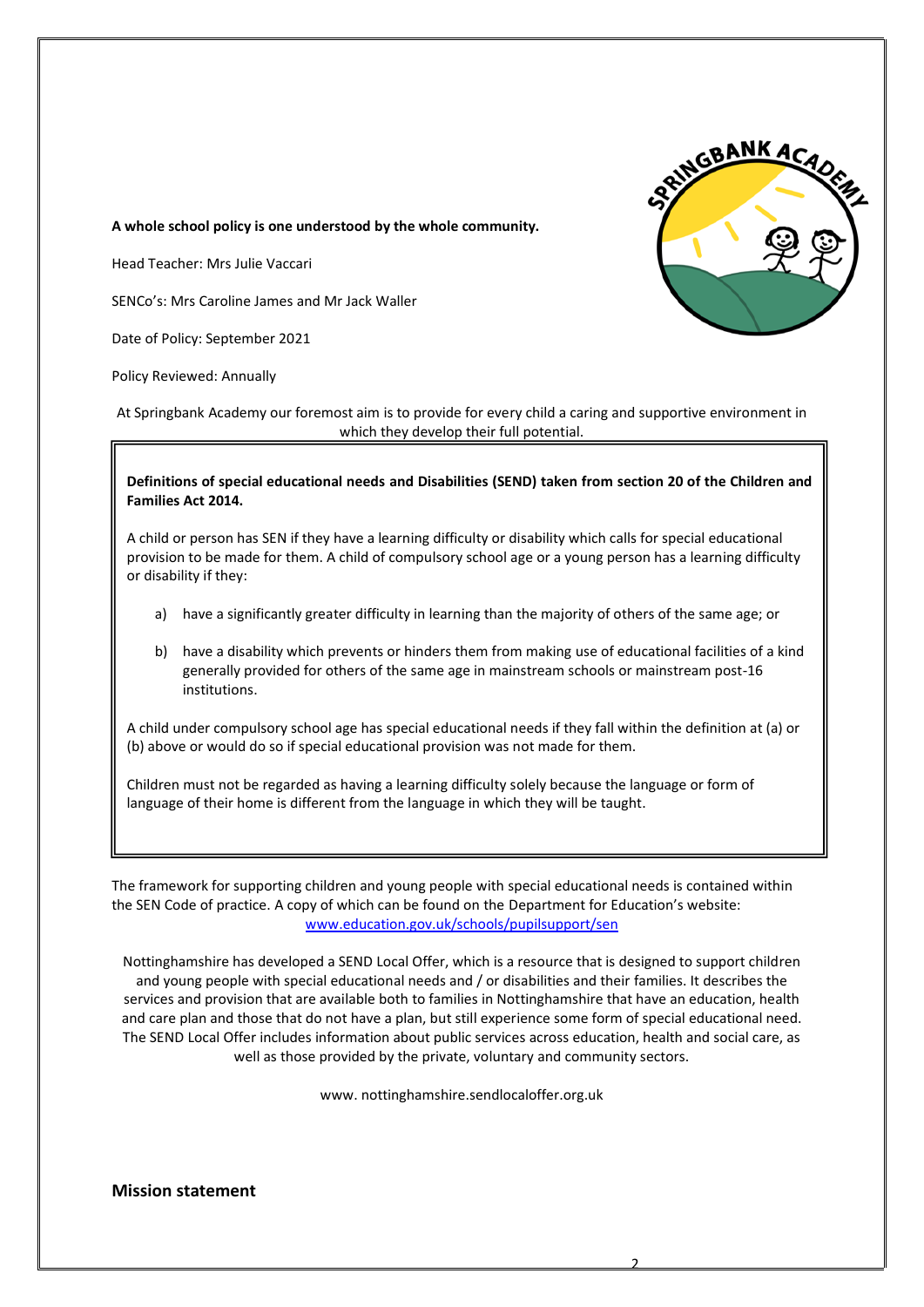**A whole school policy is one understood by the whole community.**

Head Teacher: Mrs Julie Vaccari

SENCo's: Mrs Caroline James and Mr Jack Waller

Date of Policy: September 2021

Policy Reviewed: Annually

At Springbank Academy our foremost aim is to provide for every child a caring and supportive environment in which they develop their full potential.

**Definitions of special educational needs and Disabilities (SEND) taken from section 20 of the Children and Families Act 2014.**

A child or person has SEN if they have a learning difficulty or disability which calls for special educational provision to be made for them. A child of compulsory school age or a young person has a learning difficulty or disability if they:

a) have a significantly greater difficulty in learning than the majority of others of the same age; or

b) have a disability which prevents or hinders them from making use of educational facilities of a kind generally provided for others of the same age in mainstream schools or mainstream post-16 institutions.

A child under compulsory school age has special educational needs if they fall within the definition at (a) or (b) above or would do so if special educational provision was not made for them.

Children must not be regarded as having a learning difficulty solely because the language or form of language of their home is different from the language in which they will be taught.

The framework for supporting children and young people with special educational needs is contained within the SEN Code of practice. A copy of which can be found on the Department for Education's website: [www.education.gov.uk/schools/pupilsupport/sen](www.education.gov.uk/schools/pupilsupport/sen)

Nottinghamshire has developed a SEND Local Offer, which is a resource that is designed to support children and young people with special educational needs and / or disabilities and their families. It describes the services and provision that are available both to families in Nottinghamshire that have an education, health and care plan and those that do not have a plan, but still experience some form of special educational need. The SEND Local Offer includes information about public services across education, health and social care, as well as those provided by the private, voluntary and community sectors.

www. nottinghamshire.sendlocaloffer.org.uk

## Mission statement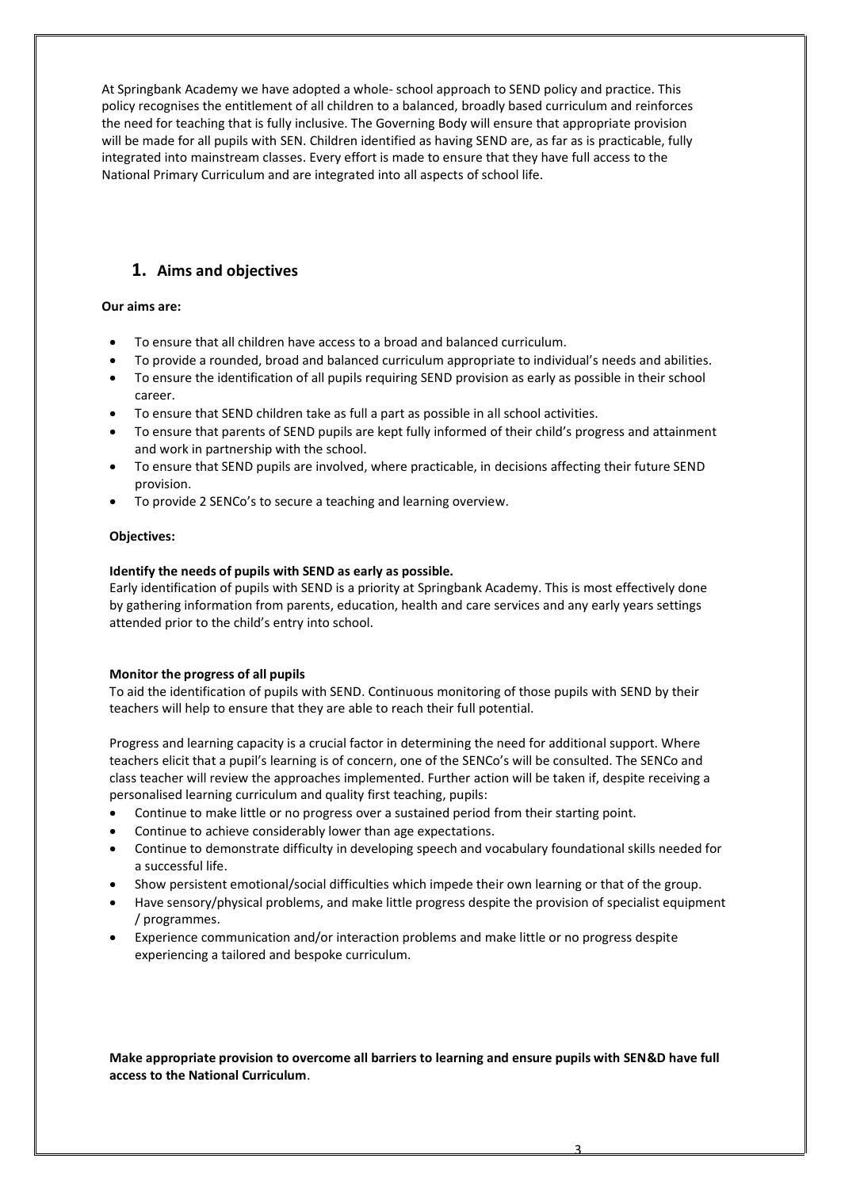At Springbank Academy we have adopted a whole- school approach to SEND policy and practice. This policy recognises the entitlement of all children to a balanced, broadly based curriculum and reinforces the need for teaching that is fully inclusive. The Governing Body will ensure that appropriate provision will be made for all pupils with SEN. Children identified as having SEND are, as far as is practicable, fully integrated into mainstream classes. Every effort is made to ensure that they have full access to the National Primary Curriculum and are integrated into all aspects of school life.

## 1. Aims and objectives

**Our aims are:**

- To ensure that all children have access to a broad and balanced curriculum.
- To provide a rounded, broad and balanced curriculum appropriate to individual's needs and abilities.
- To ensure the identification of all pupils requiring SEND provision as early as possible in their school career.
- To ensure that SEND children take as full a part as possible in all school activities.
- To ensure that parents of SEND pupils are kept fully informed of their child's progress and attainment and work in partnership with the school.
- To ensure that SEND pupils are involved, where practicable, in decisions affecting their future SEND provision.
- To provide 2 SENCo's to secure a teaching and learning overview.

**Objectives:**

**Identify the needs of pupils with SEND as early as possible.**
Early identification of pupils with SEND is a priority at Springbank Academy. This is most effectively done by gathering information from parents, education, health and care services and any early years settings attended prior to the child's entry into school.

**Monitor the progress of all pupils**
To aid the identification of pupils with SEND. Continuous monitoring of those pupils with SEND by their teachers will help to ensure that they are able to reach their full potential.

Progress and learning capacity is a crucial factor in determining the need for additional support. Where teachers elicit that a pupil's learning is of concern, one of the SENCo's will be consulted. The SENCo and class teacher will review the approaches implemented. Further action will be taken if, despite receiving a personalised learning curriculum and quality first teaching, pupils:

- Continue to make little or no progress over a sustained period from their starting point.
- Continue to achieve considerably lower than age expectations.
- Continue to demonstrate difficulty in developing speech and vocabulary foundational skills needed for a successful life.
- Show persistent emotional/social difficulties which impede their own learning or that of the group.
- Have sensory/physical problems, and make little progress despite the provision of specialist equipment / programmes.
- Experience communication and/or interaction problems and make little or no progress despite experiencing a tailored and bespoke curriculum.

**Make appropriate provision to overcome all barriers to learning and ensure pupils with SEN&D have full access to the National Curriculum**.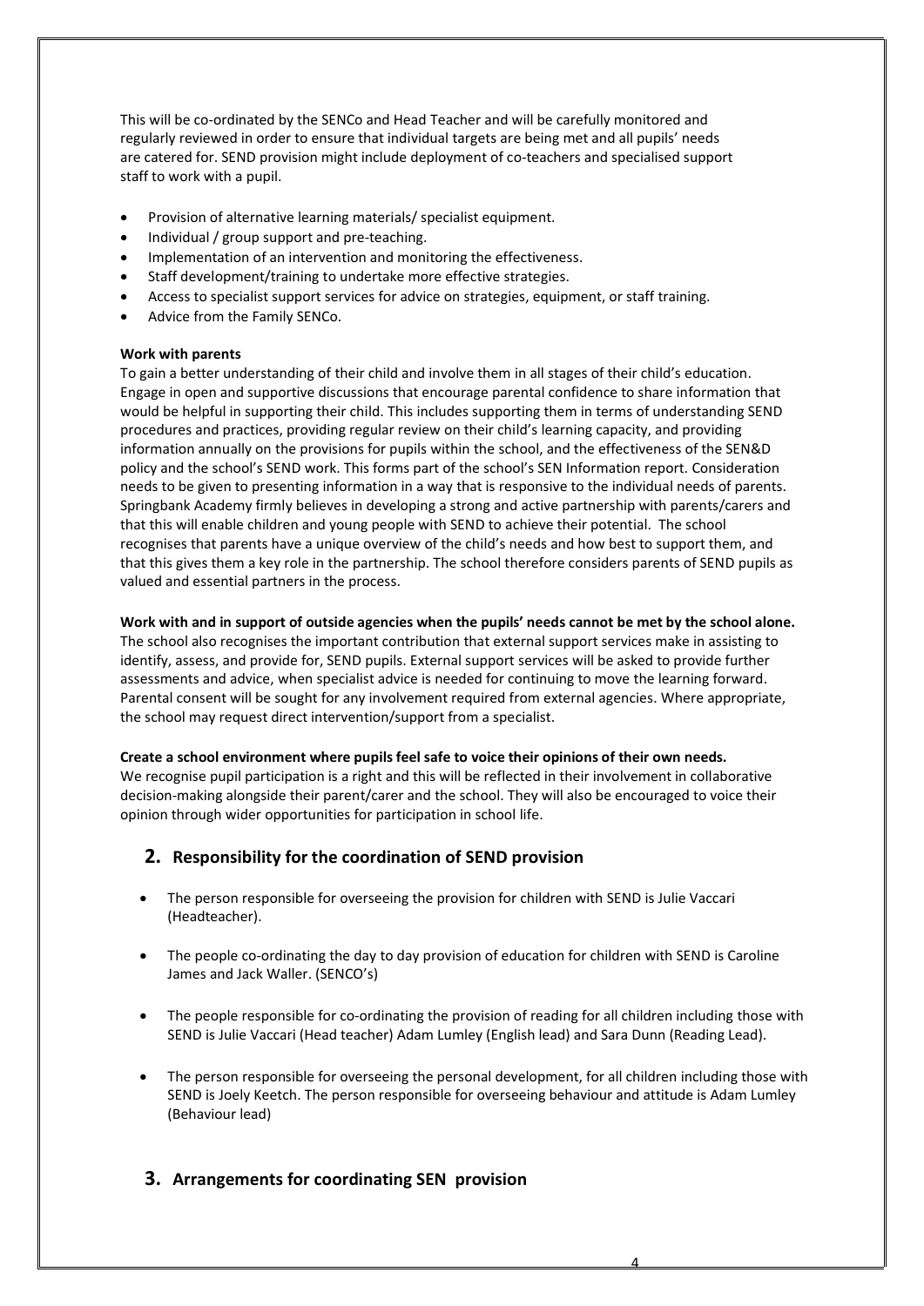This will be co-ordinated by the SENCo and Head Teacher and will be carefully monitored and regularly reviewed in order to ensure that individual targets are being met and all pupils' needs are catered for. SEND provision might include deployment of co-teachers and specialised support staff to work with a pupil.

- Provision of alternative learning materials/ specialist equipment.
- Individual / group support and pre-teaching.
- Implementation of an intervention and monitoring the effectiveness.
- Staff development/training to undertake more effective strategies.
- Access to specialist support services for advice on strategies, equipment, or staff training.
- Advice from the Family SENCo.

**Work with parents**

To gain a better understanding of their child and involve them in all stages of their child's education. Engage in open and supportive discussions that encourage parental confidence to share information that would be helpful in supporting their child. This includes supporting them in terms of understanding SEND procedures and practices, providing regular review on their child's learning capacity, and providing information annually on the provisions for pupils within the school, and the effectiveness of the SEN&D policy and the school's SEND work. This forms part of the school's SEN Information report. Consideration needs to be given to presenting information in a way that is responsive to the individual needs of parents. Springbank Academy firmly believes in developing a strong and active partnership with parents/carers and that this will enable children and young people with SEND to achieve their potential. The school recognises that parents have a unique overview of the child's needs and how best to support them, and that this gives them a key role in the partnership. The school therefore considers parents of SEND pupils as valued and essential partners in the process.

**Work with and in support of outside agencies when the pupils' needs cannot be met by the school alone.**

The school also recognises the important contribution that external support services make in assisting to identify, assess, and provide for, SEND pupils. External support services will be asked to provide further assessments and advice, when specialist advice is needed for continuing to move the learning forward. Parental consent will be sought for any involvement required from external agencies. Where appropriate, the school may request direct intervention/support from a specialist.

**Create a school environment where pupils feel safe to voice their opinions of their own needs.**

We recognise pupil participation is a right and this will be reflected in their involvement in collaborative decision-making alongside their parent/carer and the school. They will also be encouraged to voice their opinion through wider opportunities for participation in school life.

## 2. Responsibility for the coordination of SEND provision

- The person responsible for overseeing the provision for children with SEND is Julie Vaccari (Headteacher).

- The people co-ordinating the day to day provision of education for children with SEND is Caroline James and Jack Waller. (SENCO's)

- The people responsible for co-ordinating the provision of reading for all children including those with SEND is Julie Vaccari (Head teacher) Adam Lumley (English lead) and Sara Dunn (Reading Lead).

- The person responsible for overseeing the personal development, for all children including those with SEND is Joely Keetch. The person responsible for overseeing behaviour and attitude is Adam Lumley (Behaviour lead)

## 3. Arrangements for coordinating SEN provision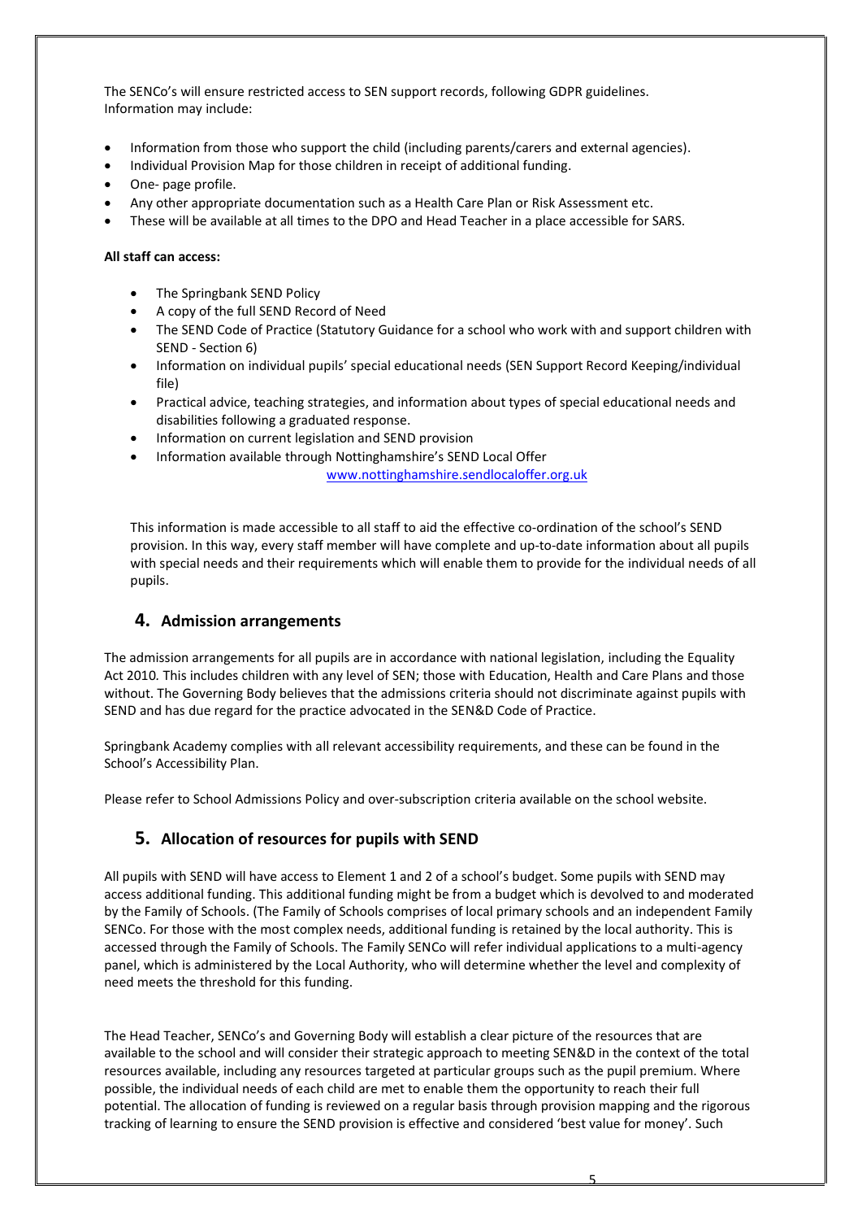The SENCo's will ensure restricted access to SEN support records, following GDPR guidelines. Information may include:

- Information from those who support the child (including parents/carers and external agencies).
- Individual Provision Map for those children in receipt of additional funding.
- One- page profile.
- Any other appropriate documentation such as a Health Care Plan or Risk Assessment etc.
- These will be available at all times to the DPO and Head Teacher in a place accessible for SARS.

**All staff can access:**

- The Springbank SEND Policy
- A copy of the full SEND Record of Need
- The SEND Code of Practice (Statutory Guidance for a school who work with and support children with SEND - Section 6)
- Information on individual pupils' special educational needs (SEN Support Record Keeping/individual file)
- Practical advice, teaching strategies, and information about types of special educational needs and disabilities following a graduated response.
- Information on current legislation and SEND provision
- Information available through Nottinghamshire's SEND Local Offer [www.nottinghamshire.sendlocaloffer.org.uk](http://www.nottinghamshire.sendlocaloffer.org.uk)

This information is made accessible to all staff to aid the effective co-ordination of the school's SEND provision. In this way, every staff member will have complete and up-to-date information about all pupils with special needs and their requirements which will enable them to provide for the individual needs of all pupils.

## 4. Admission arrangements

The admission arrangements for all pupils are in accordance with national legislation, including the Equality Act 2010. This includes children with any level of SEN; those with Education, Health and Care Plans and those without. The Governing Body believes that the admissions criteria should not discriminate against pupils with SEND and has due regard for the practice advocated in the SEN&D Code of Practice.

Springbank Academy complies with all relevant accessibility requirements, and these can be found in the School's Accessibility Plan.

Please refer to School Admissions Policy and over-subscription criteria available on the school website.

## 5. Allocation of resources for pupils with SEND

All pupils with SEND will have access to Element 1 and 2 of a school's budget. Some pupils with SEND may access additional funding. This additional funding might be from a budget which is devolved to and moderated by the Family of Schools. (The Family of Schools comprises of local primary schools and an independent Family SENCo. For those with the most complex needs, additional funding is retained by the local authority. This is accessed through the Family of Schools. The Family SENCo will refer individual applications to a multi-agency panel, which is administered by the Local Authority, who will determine whether the level and complexity of need meets the threshold for this funding.

The Head Teacher, SENCo's and Governing Body will establish a clear picture of the resources that are available to the school and will consider their strategic approach to meeting SEN&D in the context of the total resources available, including any resources targeted at particular groups such as the pupil premium. Where possible, the individual needs of each child are met to enable them the opportunity to reach their full potential. The allocation of funding is reviewed on a regular basis through provision mapping and the rigorous tracking of learning to ensure the SEND provision is effective and considered 'best value for money'. Such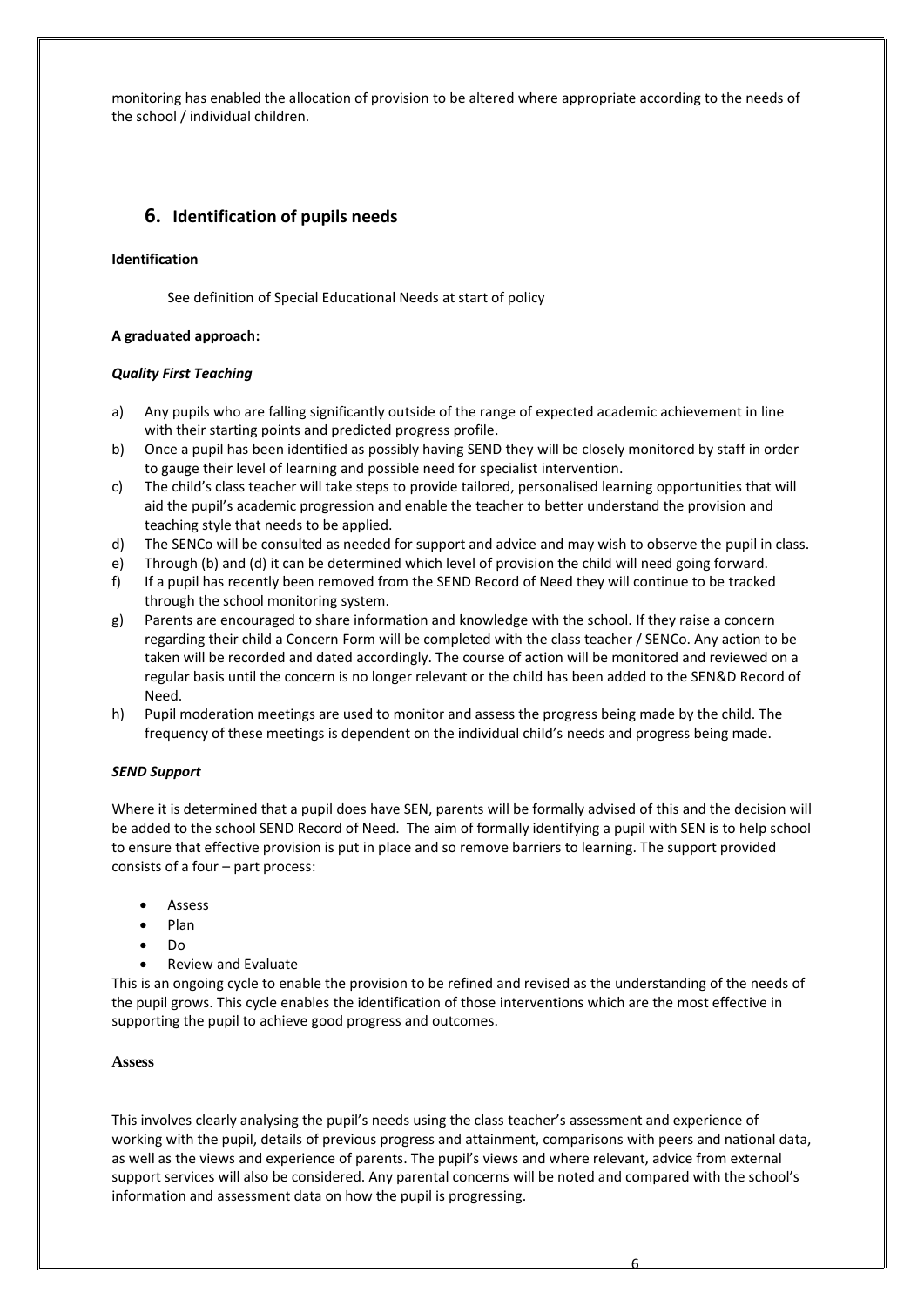monitoring has enabled the allocation of provision to be altered where appropriate according to the needs of the school / individual children.

## 6. Identification of pupils needs

**Identification**

See definition of Special Educational Needs at start of policy

**A graduated approach:**

***Quality First Teaching***

a) Any pupils who are falling significantly outside of the range of expected academic achievement in line with their starting points and predicted progress profile.
b) Once a pupil has been identified as possibly having SEND they will be closely monitored by staff in order to gauge their level of learning and possible need for specialist intervention.
c) The child's class teacher will take steps to provide tailored, personalised learning opportunities that will aid the pupil's academic progression and enable the teacher to better understand the provision and teaching style that needs to be applied.
d) The SENCo will be consulted as needed for support and advice and may wish to observe the pupil in class.
e) Through (b) and (d) it can be determined which level of provision the child will need going forward.
f) If a pupil has recently been removed from the SEND Record of Need they will continue to be tracked through the school monitoring system.
g) Parents are encouraged to share information and knowledge with the school. If they raise a concern regarding their child a Concern Form will be completed with the class teacher / SENCo. Any action to be taken will be recorded and dated accordingly. The course of action will be monitored and reviewed on a regular basis until the concern is no longer relevant or the child has been added to the SEN&D Record of Need.
h) Pupil moderation meetings are used to monitor and assess the progress being made by the child. The frequency of these meetings is dependent on the individual child's needs and progress being made.

***SEND Support***

Where it is determined that a pupil does have SEN, parents will be formally advised of this and the decision will be added to the school SEND Record of Need. The aim of formally identifying a pupil with SEN is to help school to ensure that effective provision is put in place and so remove barriers to learning. The support provided consists of a four – part process:

- Assess
- Plan
- Do
- Review and Evaluate

This is an ongoing cycle to enable the provision to be refined and revised as the understanding of the needs of the pupil grows. This cycle enables the identification of those interventions which are the most effective in supporting the pupil to achieve good progress and outcomes.

**Assess**

This involves clearly analysing the pupil's needs using the class teacher's assessment and experience of working with the pupil, details of previous progress and attainment, comparisons with peers and national data, as well as the views and experience of parents. The pupil's views and where relevant, advice from external support services will also be considered. Any parental concerns will be noted and compared with the school's information and assessment data on how the pupil is progressing.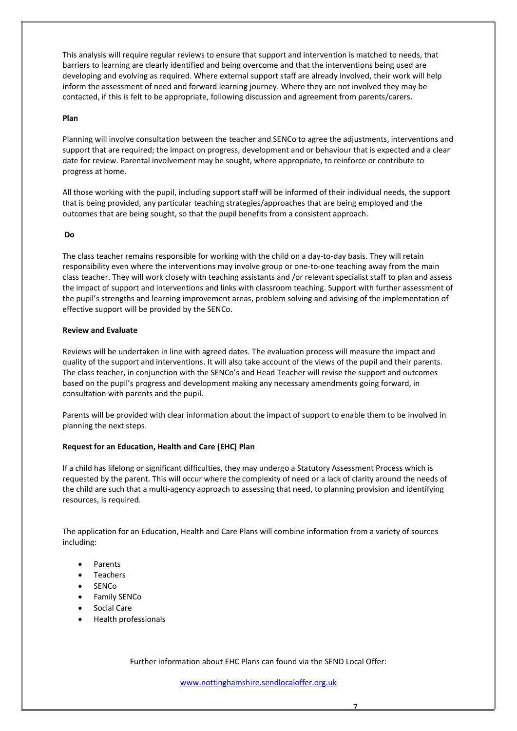This analysis will require regular reviews to ensure that support and intervention is matched to needs, that barriers to learning are clearly identified and being overcome and that the interventions being used are developing and evolving as required. Where external support staff are already involved, their work will help inform the assessment of need and forward learning journey. Where they are not involved they may be contacted, if this is felt to be appropriate, following discussion and agreement from parents/carers.

**Plan**

Planning will involve consultation between the teacher and SENCo to agree the adjustments, interventions and support that are required; the impact on progress, development and or behaviour that is expected and a clear date for review. Parental involvement may be sought, where appropriate, to reinforce or contribute to progress at home.

All those working with the pupil, including support staff will be informed of their individual needs, the support that is being provided, any particular teaching strategies/approaches that are being employed and the outcomes that are being sought, so that the pupil benefits from a consistent approach.

**Do**

The class teacher remains responsible for working with the child on a day-to-day basis. They will retain responsibility even where the interventions may involve group or one-to-one teaching away from the main class teacher. They will work closely with teaching assistants and /or relevant specialist staff to plan and assess the impact of support and interventions and links with classroom teaching. Support with further assessment of the pupil's strengths and learning improvement areas, problem solving and advising of the implementation of effective support will be provided by the SENCo.

**Review and Evaluate**

Reviews will be undertaken in line with agreed dates. The evaluation process will measure the impact and quality of the support and interventions. It will also take account of the views of the pupil and their parents. The class teacher, in conjunction with the SENCo's and Head Teacher will revise the support and outcomes based on the pupil's progress and development making any necessary amendments going forward, in consultation with parents and the pupil.

Parents will be provided with clear information about the impact of support to enable them to be involved in planning the next steps.

**Request for an Education, Health and Care (EHC) Plan**

If a child has lifelong or significant difficulties, they may undergo a Statutory Assessment Process which is requested by the parent. This will occur where the complexity of need or a lack of clarity around the needs of the child are such that a multi-agency approach to assessing that need, to planning provision and identifying resources, is required.

The application for an Education, Health and Care Plans will combine information from a variety of sources including:

- Parents
- Teachers
- SENCo
- Family SENCo
- Social Care
- Health professionals

Further information about EHC Plans can found via the SEND Local Offer:

www.nottinghamshire.sendlocaloffer.org.uk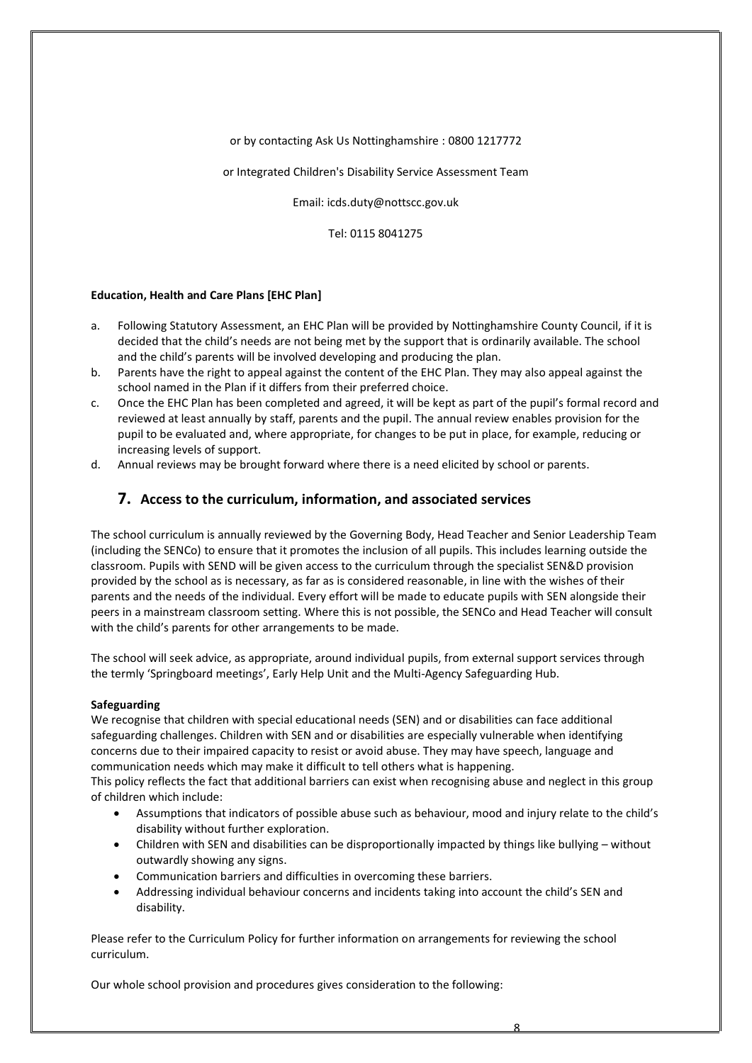or by contacting Ask Us Nottinghamshire : 0800 1217772

or Integrated Children's Disability Service Assessment Team

Email: icds.duty@nottscc.gov.uk

Tel: 0115 8041275

**Education, Health and Care Plans [EHC Plan]**

a. Following Statutory Assessment, an EHC Plan will be provided by Nottinghamshire County Council, if it is decided that the child's needs are not being met by the support that is ordinarily available. The school and the child's parents will be involved developing and producing the plan.
b. Parents have the right to appeal against the content of the EHC Plan. They may also appeal against the school named in the Plan if it differs from their preferred choice.
c. Once the EHC Plan has been completed and agreed, it will be kept as part of the pupil's formal record and reviewed at least annually by staff, parents and the pupil. The annual review enables provision for the pupil to be evaluated and, where appropriate, for changes to be put in place, for example, reducing or increasing levels of support.
d. Annual reviews may be brought forward where there is a need elicited by school or parents.

## 7. Access to the curriculum, information, and associated services

The school curriculum is annually reviewed by the Governing Body, Head Teacher and Senior Leadership Team (including the SENCo) to ensure that it promotes the inclusion of all pupils. This includes learning outside the classroom. Pupils with SEND will be given access to the curriculum through the specialist SEN&D provision provided by the school as is necessary, as far as is considered reasonable, in line with the wishes of their parents and the needs of the individual. Every effort will be made to educate pupils with SEN alongside their peers in a mainstream classroom setting. Where this is not possible, the SENCo and Head Teacher will consult with the child's parents for other arrangements to be made.

The school will seek advice, as appropriate, around individual pupils, from external support services through the termly 'Springboard meetings', Early Help Unit and the Multi-Agency Safeguarding Hub.

**Safeguarding**

We recognise that children with special educational needs (SEN) and or disabilities can face additional safeguarding challenges. Children with SEN and or disabilities are especially vulnerable when identifying concerns due to their impaired capacity to resist or avoid abuse. They may have speech, language and communication needs which may make it difficult to tell others what is happening.

This policy reflects the fact that additional barriers can exist when recognising abuse and neglect in this group of children which include:

- Assumptions that indicators of possible abuse such as behaviour, mood and injury relate to the child's disability without further exploration.
- Children with SEN and disabilities can be disproportionally impacted by things like bullying – without outwardly showing any signs.
- Communication barriers and difficulties in overcoming these barriers.
- Addressing individual behaviour concerns and incidents taking into account the child's SEN and disability.

Please refer to the Curriculum Policy for further information on arrangements for reviewing the school curriculum.

Our whole school provision and procedures gives consideration to the following: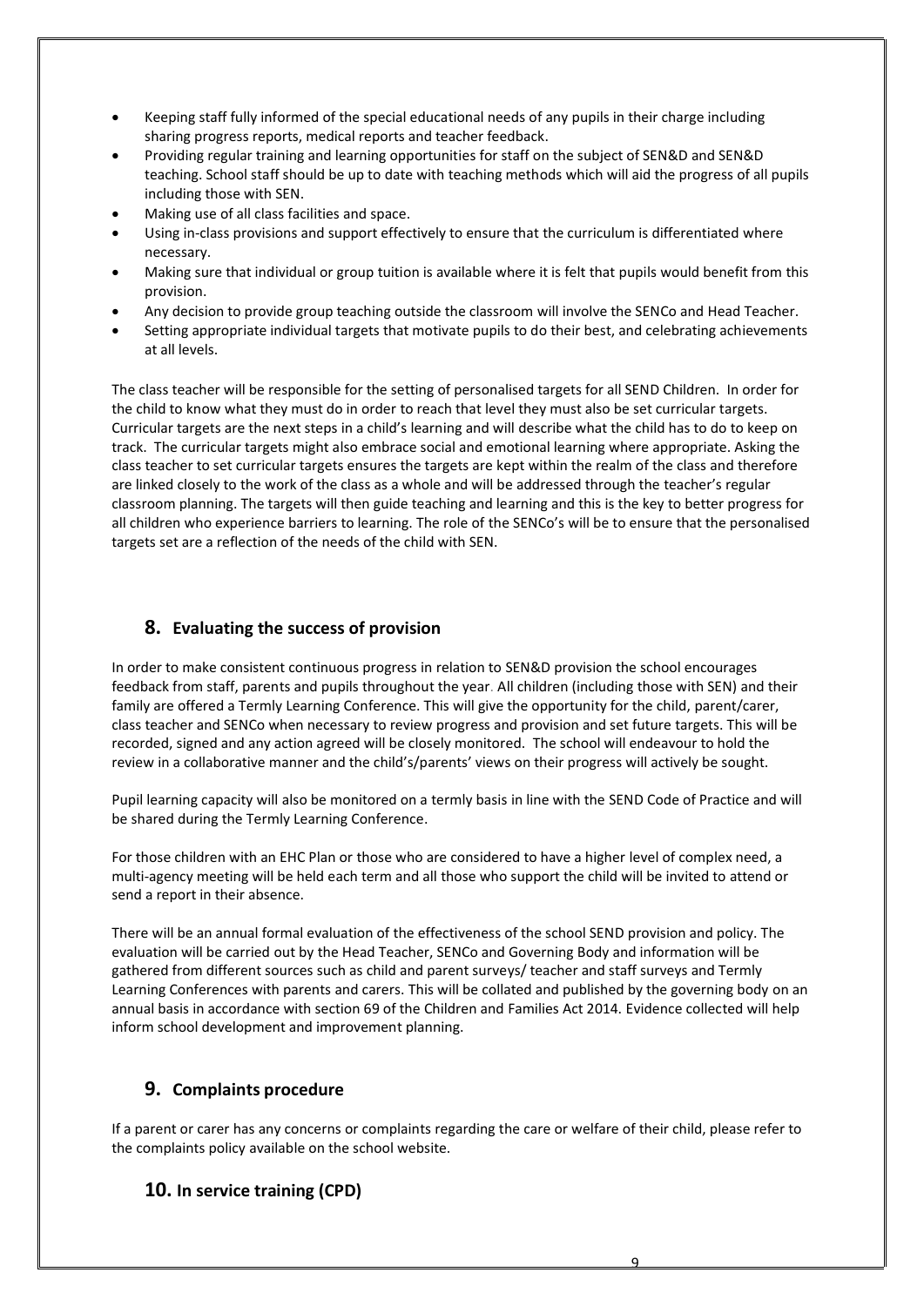- Keeping staff fully informed of the special educational needs of any pupils in their charge including sharing progress reports, medical reports and teacher feedback.
- Providing regular training and learning opportunities for staff on the subject of SEN&D and SEN&D teaching. School staff should be up to date with teaching methods which will aid the progress of all pupils including those with SEN.
- Making use of all class facilities and space.
- Using in-class provisions and support effectively to ensure that the curriculum is differentiated where necessary.
- Making sure that individual or group tuition is available where it is felt that pupils would benefit from this provision.
- Any decision to provide group teaching outside the classroom will involve the SENCo and Head Teacher.
- Setting appropriate individual targets that motivate pupils to do their best, and celebrating achievements at all levels.

The class teacher will be responsible for the setting of personalised targets for all SEND Children. In order for the child to know what they must do in order to reach that level they must also be set curricular targets. Curricular targets are the next steps in a child's learning and will describe what the child has to do to keep on track. The curricular targets might also embrace social and emotional learning where appropriate. Asking the class teacher to set curricular targets ensures the targets are kept within the realm of the class and therefore are linked closely to the work of the class as a whole and will be addressed through the teacher's regular classroom planning. The targets will then guide teaching and learning and this is the key to better progress for all children who experience barriers to learning. The role of the SENCo's will be to ensure that the personalised targets set are a reflection of the needs of the child with SEN.

## 8. Evaluating the success of provision

In order to make consistent continuous progress in relation to SEN&D provision the school encourages feedback from staff, parents and pupils throughout the year. All children (including those with SEN) and their family are offered a Termly Learning Conference. This will give the opportunity for the child, parent/carer, class teacher and SENCo when necessary to review progress and provision and set future targets. This will be recorded, signed and any action agreed will be closely monitored. The school will endeavour to hold the review in a collaborative manner and the child's/parents' views on their progress will actively be sought.

Pupil learning capacity will also be monitored on a termly basis in line with the SEND Code of Practice and will be shared during the Termly Learning Conference.

For those children with an EHC Plan or those who are considered to have a higher level of complex need, a multi-agency meeting will be held each term and all those who support the child will be invited to attend or send a report in their absence.

There will be an annual formal evaluation of the effectiveness of the school SEND provision and policy. The evaluation will be carried out by the Head Teacher, SENCo and Governing Body and information will be gathered from different sources such as child and parent surveys/ teacher and staff surveys and Termly Learning Conferences with parents and carers. This will be collated and published by the governing body on an annual basis in accordance with section 69 of the Children and Families Act 2014. Evidence collected will help inform school development and improvement planning.

## 9. Complaints procedure

If a parent or carer has any concerns or complaints regarding the care or welfare of their child, please refer to the complaints policy available on the school website.

## 10. In service training (CPD)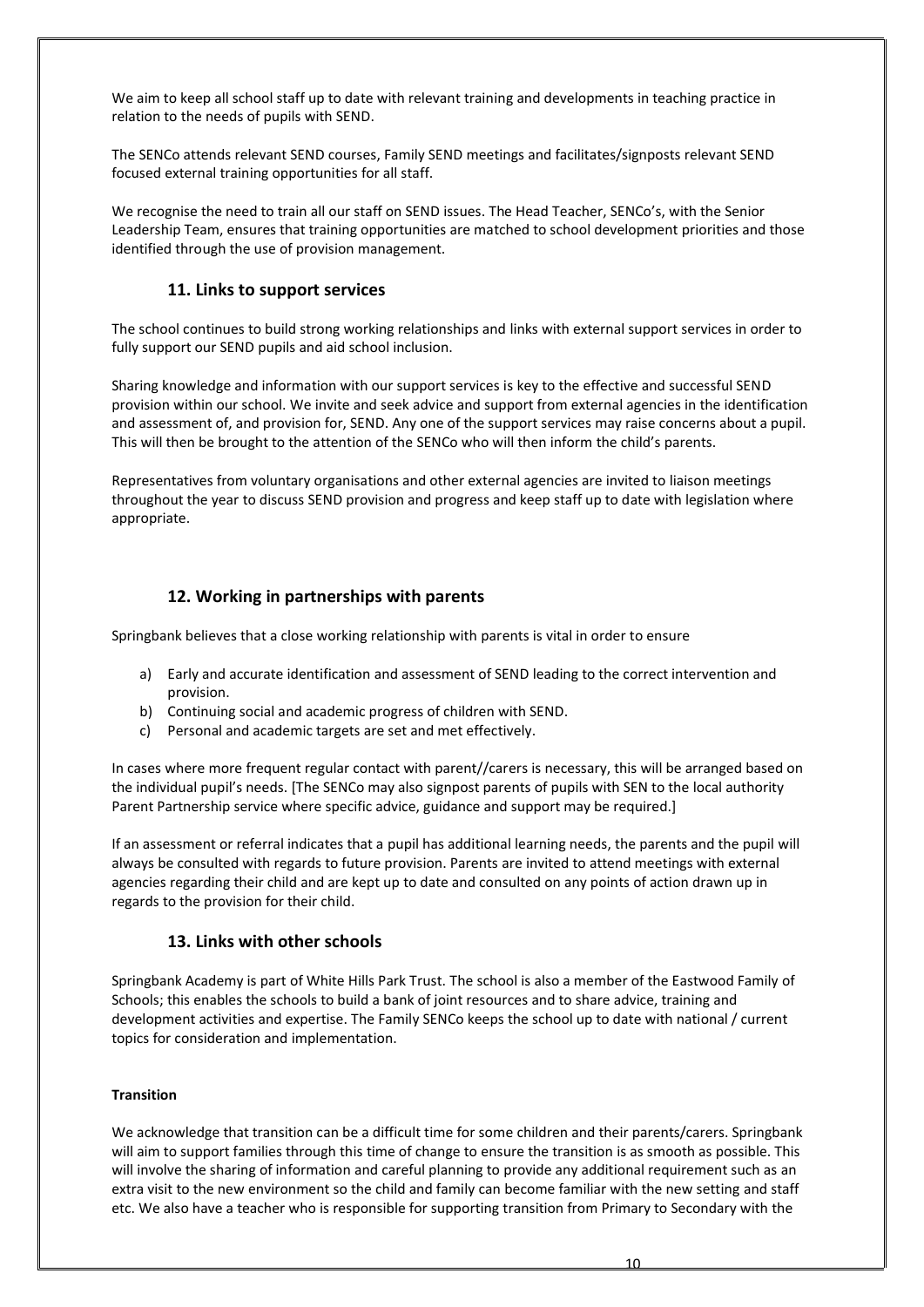We aim to keep all school staff up to date with relevant training and developments in teaching practice in relation to the needs of pupils with SEND.

The SENCo attends relevant SEND courses, Family SEND meetings and facilitates/signposts relevant SEND focused external training opportunities for all staff.

We recognise the need to train all our staff on SEND issues. The Head Teacher, SENCo's, with the Senior Leadership Team, ensures that training opportunities are matched to school development priorities and those identified through the use of provision management.

## 11. Links to support services

The school continues to build strong working relationships and links with external support services in order to fully support our SEND pupils and aid school inclusion.

Sharing knowledge and information with our support services is key to the effective and successful SEND provision within our school. We invite and seek advice and support from external agencies in the identification and assessment of, and provision for, SEND. Any one of the support services may raise concerns about a pupil. This will then be brought to the attention of the SENCo who will then inform the child's parents.

Representatives from voluntary organisations and other external agencies are invited to liaison meetings throughout the year to discuss SEND provision and progress and keep staff up to date with legislation where appropriate.

## 12. Working in partnerships with parents

Springbank believes that a close working relationship with parents is vital in order to ensure

a) Early and accurate identification and assessment of SEND leading to the correct intervention and provision.
b) Continuing social and academic progress of children with SEND.
c) Personal and academic targets are set and met effectively.

In cases where more frequent regular contact with parent//carers is necessary, this will be arranged based on the individual pupil's needs. [The SENCo may also signpost parents of pupils with SEN to the local authority Parent Partnership service where specific advice, guidance and support may be required.]

If an assessment or referral indicates that a pupil has additional learning needs, the parents and the pupil will always be consulted with regards to future provision. Parents are invited to attend meetings with external agencies regarding their child and are kept up to date and consulted on any points of action drawn up in regards to the provision for their child.

## 13. Links with other schools

Springbank Academy is part of White Hills Park Trust. The school is also a member of the Eastwood Family of Schools; this enables the schools to build a bank of joint resources and to share advice, training and development activities and expertise. The Family SENCo keeps the school up to date with national / current topics for consideration and implementation.

**Transition**

We acknowledge that transition can be a difficult time for some children and their parents/carers. Springbank will aim to support families through this time of change to ensure the transition is as smooth as possible. This will involve the sharing of information and careful planning to provide any additional requirement such as an extra visit to the new environment so the child and family can become familiar with the new setting and staff etc. We also have a teacher who is responsible for supporting transition from Primary to Secondary with the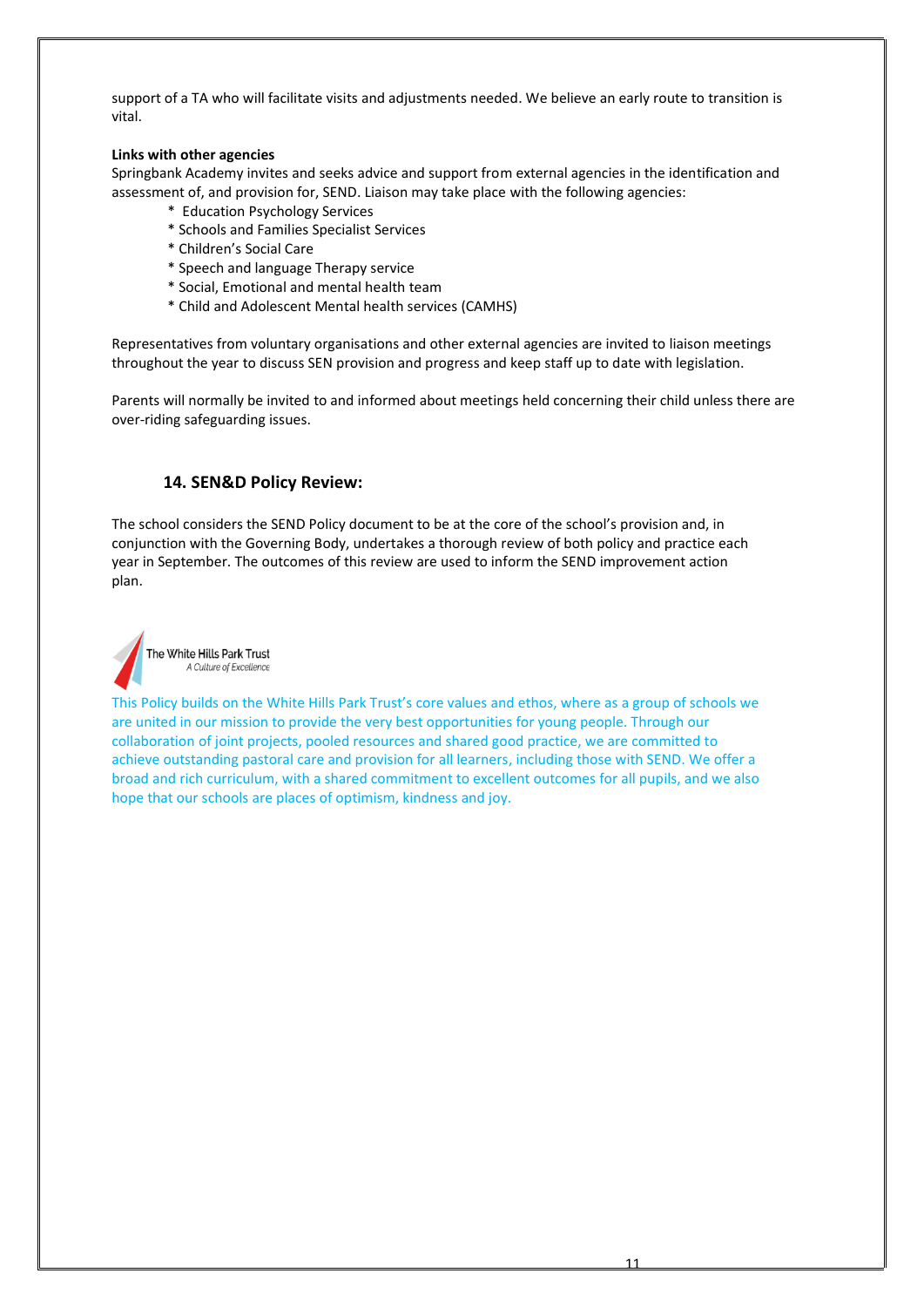support of a TA who will facilitate visits and adjustments needed. We believe an early route to transition is vital.

**Links with other agencies**

Springbank Academy invites and seeks advice and support from external agencies in the identification and assessment of, and provision for, SEND. Liaison may take place with the following agencies:

- Education Psychology Services
- Schools and Families Specialist Services
- Children's Social Care
- Speech and language Therapy service
- Social, Emotional and mental health team
- Child and Adolescent Mental health services (CAMHS)

Representatives from voluntary organisations and other external agencies are invited to liaison meetings throughout the year to discuss SEN provision and progress and keep staff up to date with legislation.

Parents will normally be invited to and informed about meetings held concerning their child unless there are over-riding safeguarding issues.

## 14. SEN&D Policy Review:

The school considers the SEND Policy document to be at the core of the school's provision and, in conjunction with the Governing Body, undertakes a thorough review of both policy and practice each year in September. The outcomes of this review are used to inform the SEND improvement action plan.

The White Hills Park Trust
*A Culture of Excellence*

This Policy builds on the White Hills Park Trust's core values and ethos, where as a group of schools we are united in our mission to provide the very best opportunities for young people. Through our collaboration of joint projects, pooled resources and shared good practice, we are committed to achieve outstanding pastoral care and provision for all learners, including those with SEND. We offer a broad and rich curriculum, with a shared commitment to excellent outcomes for all pupils, and we also hope that our schools are places of optimism, kindness and joy.